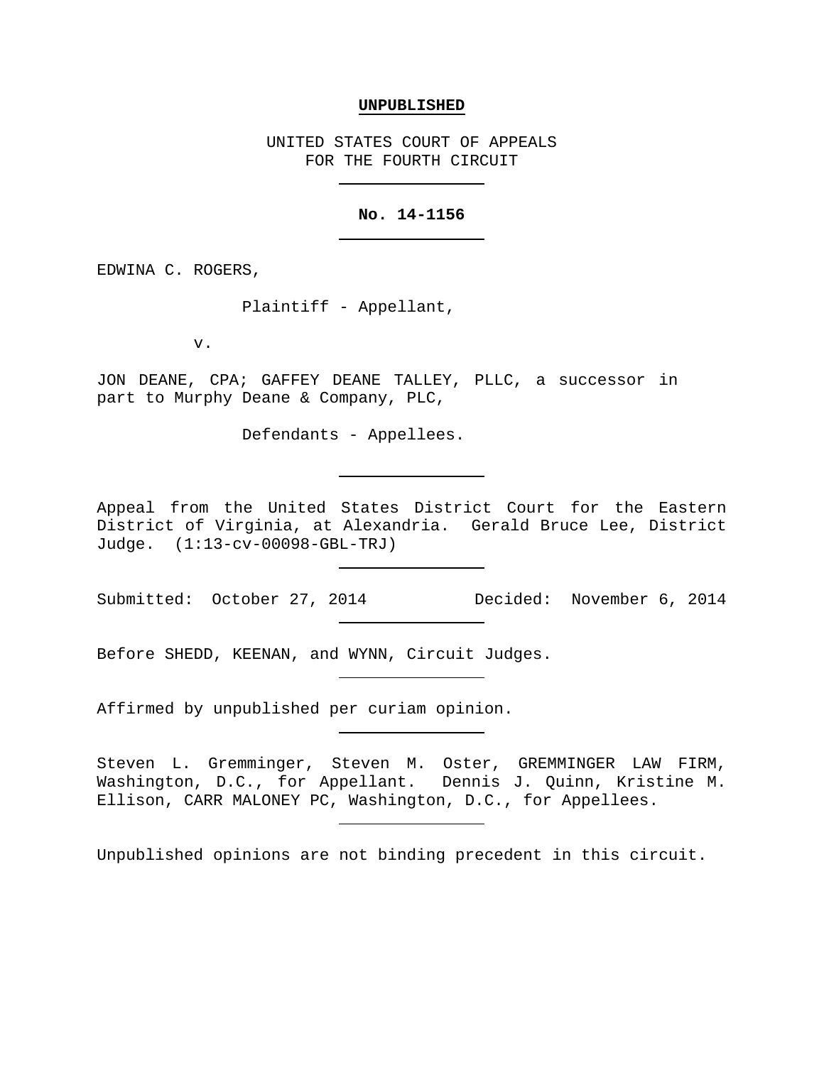**UNPUBLISHED**

UNITED STATES COURT OF APPEALS
FOR THE FOURTH CIRCUIT

---

**No. 14-1156**

---

EDWINA C. ROGERS,

Plaintiff - Appellant,

v.

JON DEANE, CPA; GAFFEY DEANE TALLEY, PLLC, a successor in part to Murphy Deane & Company, PLC,

Defendants - Appellees.

---

Appeal from the United States District Court for the Eastern District of Virginia, at Alexandria. Gerald Bruce Lee, District Judge. (1:13-cv-00098-GBL-TRJ)

---

Submitted: October 27, 2014 Decided: November 6, 2014

---

Before SHEDD, KEENAN, and WYNN, Circuit Judges.

---

Affirmed by unpublished per curiam opinion.

---

Steven L. Gremminger, Steven M. Oster, GREMMINGER LAW FIRM, Washington, D.C., for Appellant. Dennis J. Quinn, Kristine M. Ellison, CARR MALONEY PC, Washington, D.C., for Appellees.

---

Unpublished opinions are not binding precedent in this circuit.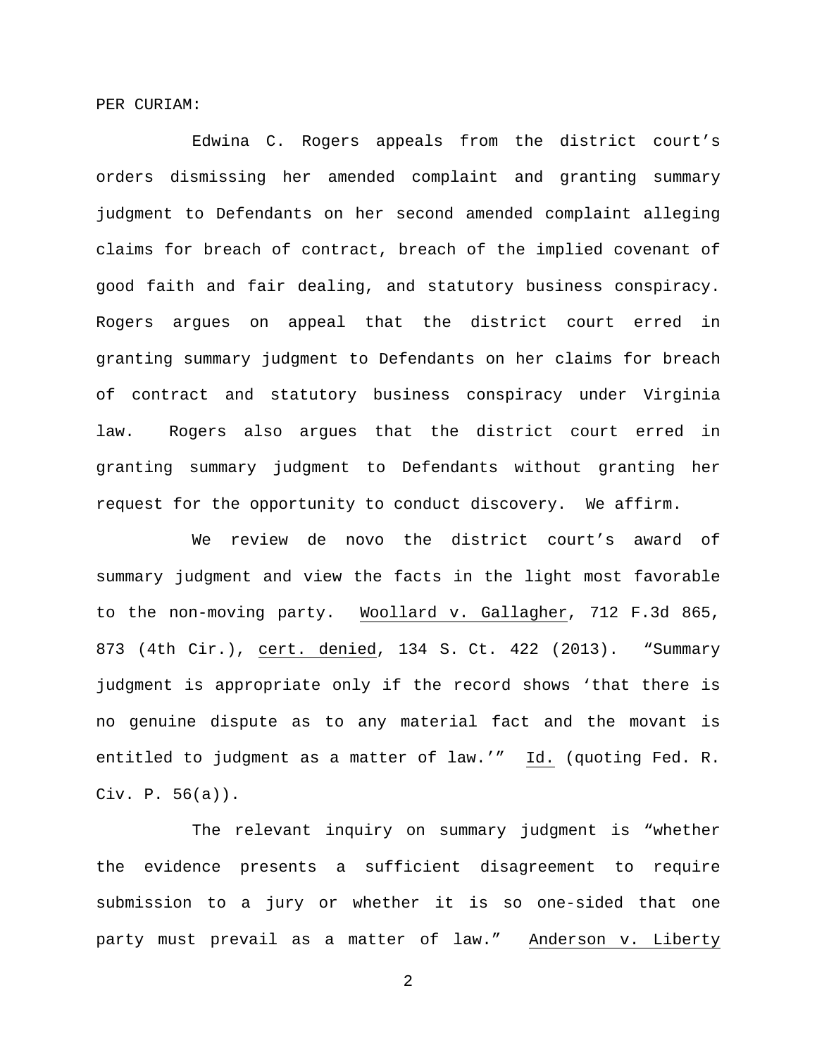PER CURIAM:

Edwina C. Rogers appeals from the district court's orders dismissing her amended complaint and granting summary judgment to Defendants on her second amended complaint alleging claims for breach of contract, breach of the implied covenant of good faith and fair dealing, and statutory business conspiracy. Rogers argues on appeal that the district court erred in granting summary judgment to Defendants on her claims for breach of contract and statutory business conspiracy under Virginia law. Rogers also argues that the district court erred in granting summary judgment to Defendants without granting her request for the opportunity to conduct discovery. We affirm.

We review de novo the district court's award of summary judgment and view the facts in the light most favorable to the non-moving party. Woollard v. Gallagher, 712 F.3d 865, 873 (4th Cir.), cert. denied, 134 S. Ct. 422 (2013). "Summary judgment is appropriate only if the record shows 'that there is no genuine dispute as to any material fact and the movant is entitled to judgment as a matter of law.'" Id. (quoting Fed. R. Civ. P. 56(a)).

The relevant inquiry on summary judgment is "whether the evidence presents a sufficient disagreement to require submission to a jury or whether it is so one-sided that one party must prevail as a matter of law." Anderson v. Liberty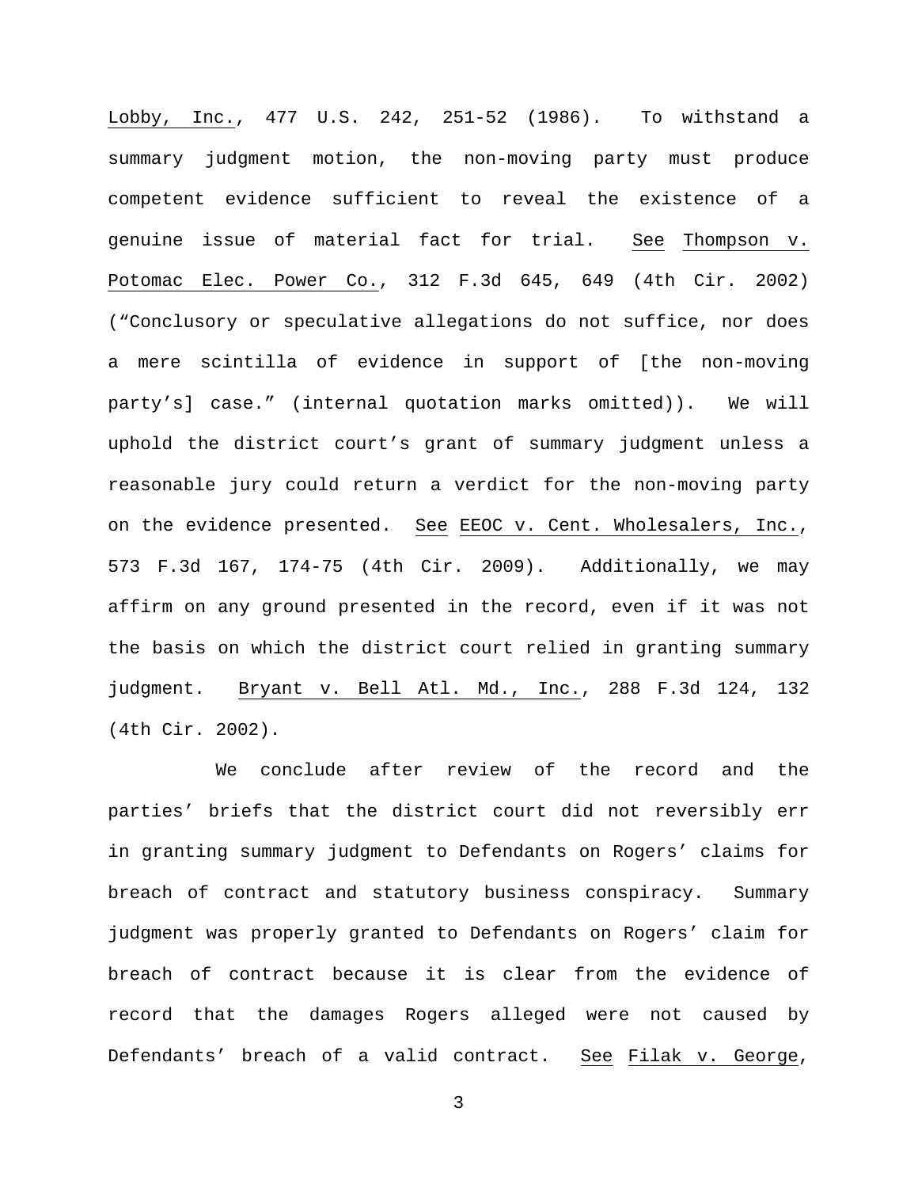Lobby, Inc., 477 U.S. 242, 251-52 (1986). To withstand a summary judgment motion, the non-moving party must produce competent evidence sufficient to reveal the existence of a genuine issue of material fact for trial. See Thompson v. Potomac Elec. Power Co., 312 F.3d 645, 649 (4th Cir. 2002) ("Conclusory or speculative allegations do not suffice, nor does a mere scintilla of evidence in support of [the non-moving party's] case." (internal quotation marks omitted)). We will uphold the district court's grant of summary judgment unless a reasonable jury could return a verdict for the non-moving party on the evidence presented. See EEOC v. Cent. Wholesalers, Inc., 573 F.3d 167, 174-75 (4th Cir. 2009). Additionally, we may affirm on any ground presented in the record, even if it was not the basis on which the district court relied in granting summary judgment. Bryant v. Bell Atl. Md., Inc., 288 F.3d 124, 132 (4th Cir. 2002).

We conclude after review of the record and the parties' briefs that the district court did not reversibly err in granting summary judgment to Defendants on Rogers' claims for breach of contract and statutory business conspiracy. Summary judgment was properly granted to Defendants on Rogers' claim for breach of contract because it is clear from the evidence of record that the damages Rogers alleged were not caused by Defendants' breach of a valid contract. See Filak v. George,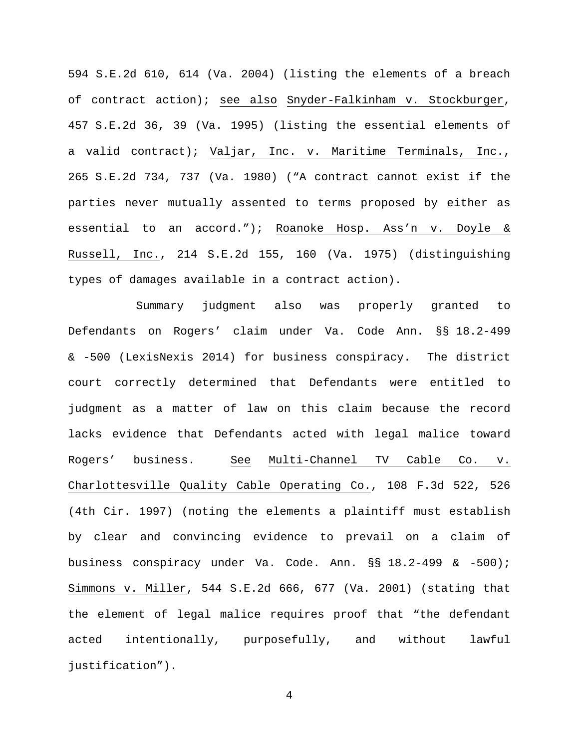594 S.E.2d 610, 614 (Va. 2004) (listing the elements of a breach of contract action); see also Snyder-Falkinham v. Stockburger, 457 S.E.2d 36, 39 (Va. 1995) (listing the essential elements of a valid contract); Valjar, Inc. v. Maritime Terminals, Inc., 265 S.E.2d 734, 737 (Va. 1980) ("A contract cannot exist if the parties never mutually assented to terms proposed by either as essential to an accord."); Roanoke Hosp. Ass'n v. Doyle & Russell, Inc., 214 S.E.2d 155, 160 (Va. 1975) (distinguishing types of damages available in a contract action).

Summary judgment also was properly granted to Defendants on Rogers' claim under Va. Code Ann. §§ 18.2-499 & -500 (LexisNexis 2014) for business conspiracy. The district court correctly determined that Defendants were entitled to judgment as a matter of law on this claim because the record lacks evidence that Defendants acted with legal malice toward Rogers' business. See Multi-Channel TV Cable Co. v. Charlottesville Quality Cable Operating Co., 108 F.3d 522, 526 (4th Cir. 1997) (noting the elements a plaintiff must establish by clear and convincing evidence to prevail on a claim of business conspiracy under Va. Code. Ann. §§ 18.2-499 & -500); Simmons v. Miller, 544 S.E.2d 666, 677 (Va. 2001) (stating that the element of legal malice requires proof that "the defendant acted intentionally, purposefully, and without lawful justification").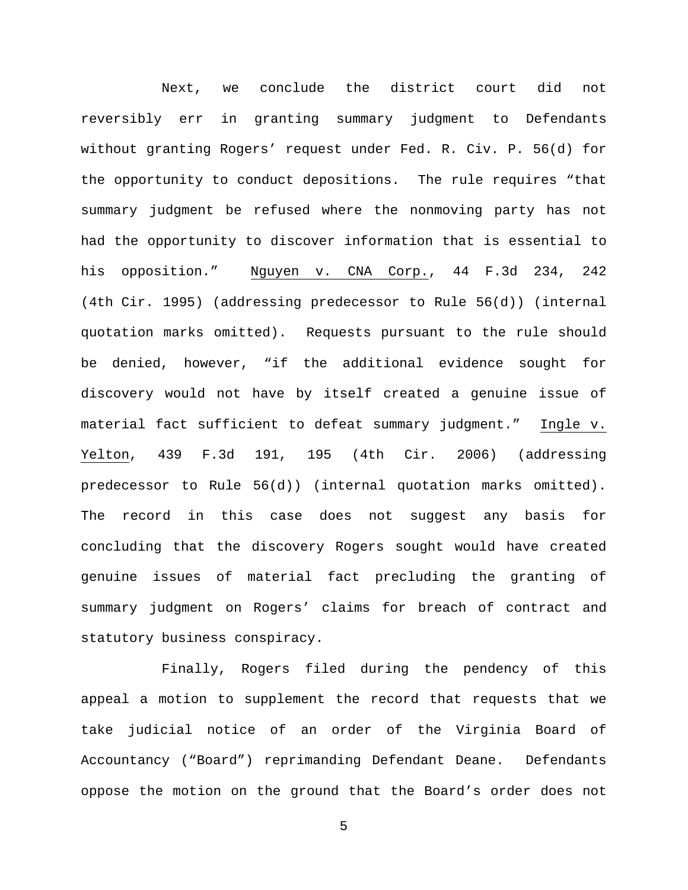Next, we conclude the district court did not reversibly err in granting summary judgment to Defendants without granting Rogers' request under Fed. R. Civ. P. 56(d) for the opportunity to conduct depositions. The rule requires "that summary judgment be refused where the nonmoving party has not had the opportunity to discover information that is essential to his opposition." Nguyen v. CNA Corp., 44 F.3d 234, 242 (4th Cir. 1995) (addressing predecessor to Rule 56(d)) (internal quotation marks omitted). Requests pursuant to the rule should be denied, however, "if the additional evidence sought for discovery would not have by itself created a genuine issue of material fact sufficient to defeat summary judgment." Ingle v. Yelton, 439 F.3d 191, 195 (4th Cir. 2006) (addressing predecessor to Rule 56(d)) (internal quotation marks omitted). The record in this case does not suggest any basis for concluding that the discovery Rogers sought would have created genuine issues of material fact precluding the granting of summary judgment on Rogers' claims for breach of contract and statutory business conspiracy.

Finally, Rogers filed during the pendency of this appeal a motion to supplement the record that requests that we take judicial notice of an order of the Virginia Board of Accountancy ("Board") reprimanding Defendant Deane. Defendants oppose the motion on the ground that the Board's order does not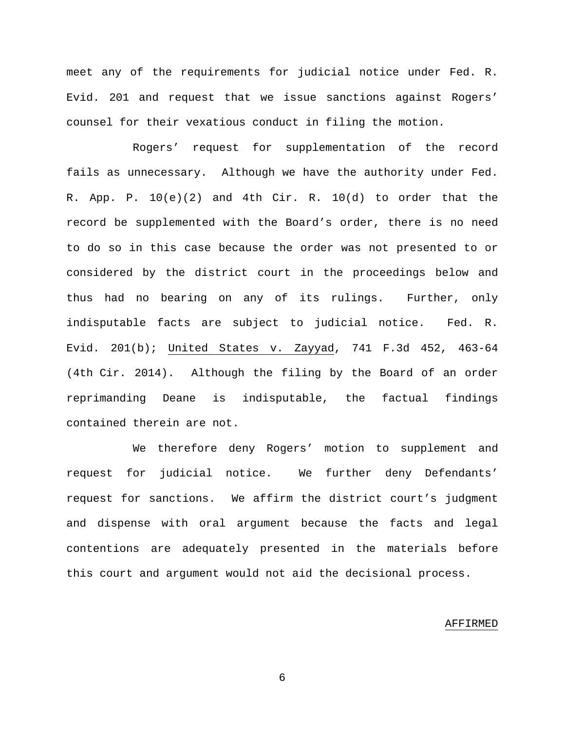meet any of the requirements for judicial notice under Fed. R. Evid. 201 and request that we issue sanctions against Rogers' counsel for their vexatious conduct in filing the motion.

Rogers' request for supplementation of the record fails as unnecessary. Although we have the authority under Fed. R. App. P. 10(e)(2) and 4th Cir. R. 10(d) to order that the record be supplemented with the Board's order, there is no need to do so in this case because the order was not presented to or considered by the district court in the proceedings below and thus had no bearing on any of its rulings. Further, only indisputable facts are subject to judicial notice. Fed. R. Evid. 201(b); United States v. Zayyad, 741 F.3d 452, 463-64 (4th Cir. 2014). Although the filing by the Board of an order reprimanding Deane is indisputable, the factual findings contained therein are not.

We therefore deny Rogers' motion to supplement and request for judicial notice. We further deny Defendants' request for sanctions. We affirm the district court's judgment and dispense with oral argument because the facts and legal contentions are adequately presented in the materials before this court and argument would not aid the decisional process.

AFFIRMED